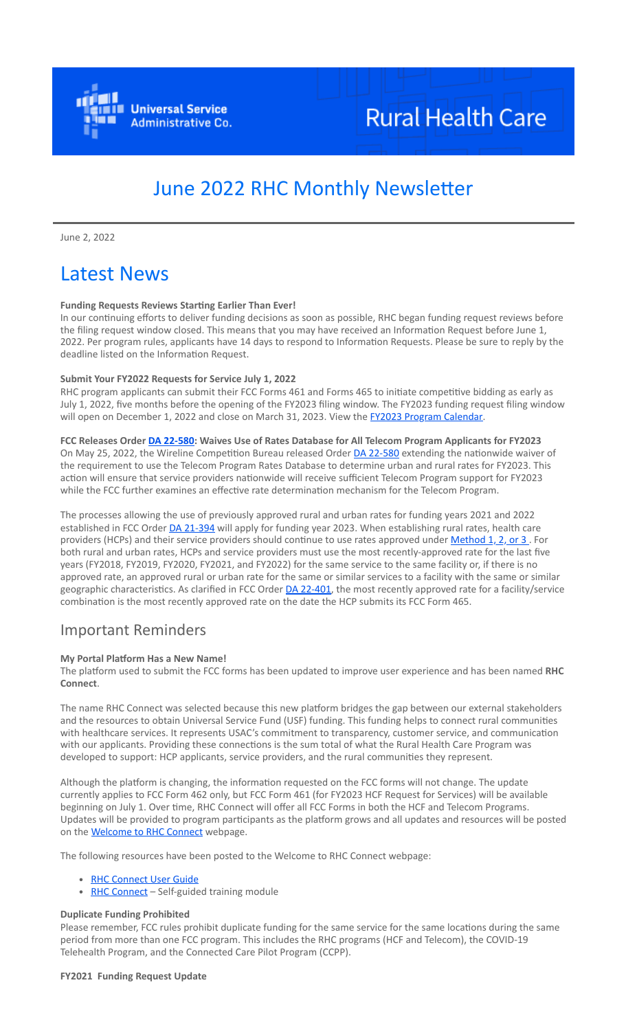Universal Service Administrative Co.

Rural Health Care

# June 2022 RHC Monthly Newsletter

June 2, 2022

# Latest News

**Funding Requests Reviews Starting Earlier Than Ever!**
In our continuing efforts to deliver funding decisions as soon as possible, RHC began funding request reviews before the filing request window closed. This means that you may have received an Information Request before June 1, 2022. Per program rules, applicants have 14 days to respond to Information Requests. Please be sure to reply by the deadline listed on the Information Request.

**Submit Your FY2022 Requests for Service July 1, 2022**
RHC program applicants can submit their FCC Forms 461 and Forms 465 to initiate competitive bidding as early as July 1, 2022, five months before the opening of the FY2023 filing window. The FY2023 funding request filing window will open on December 1, 2022 and close on March 31, 2023. View the FY2023 Program Calendar.

**FCC Releases Order DA 22-580: Waives Use of Rates Database for All Telecom Program Applicants for FY2023**
On May 25, 2022, the Wireline Competition Bureau released Order DA 22-580 extending the nationwide waiver of the requirement to use the Telecom Program Rates Database to determine urban and rural rates for FY2023. This action will ensure that service providers nationwide will receive sufficient Telecom Program support for FY2023 while the FCC further examines an effective rate determination mechanism for the Telecom Program.

The processes allowing the use of previously approved rural and urban rates for funding years 2021 and 2022 established in FCC Order DA 21-394 will apply for funding year 2023. When establishing rural rates, health care providers (HCPs) and their service providers should continue to use rates approved under Method 1, 2, or 3 . For both rural and urban rates, HCPs and service providers must use the most recently-approved rate for the last five years (FY2018, FY2019, FY2020, FY2021, and FY2022) for the same service to the same facility or, if there is no approved rate, an approved rural or urban rate for the same or similar services to a facility with the same or similar geographic characteristics. As clarified in FCC Order DA 22-401, the most recently approved rate for a facility/service combination is the most recently approved rate on the date the HCP submits its FCC Form 465.

## Important Reminders

**My Portal Platform Has a New Name!**
The platform used to submit the FCC forms has been updated to improve user experience and has been named **RHC Connect**.

The name RHC Connect was selected because this new platform bridges the gap between our external stakeholders and the resources to obtain Universal Service Fund (USF) funding. This funding helps to connect rural communities with healthcare services. It represents USAC's commitment to transparency, customer service, and communication with our applicants. Providing these connections is the sum total of what the Rural Health Care Program was developed to support: HCP applicants, service providers, and the rural communities they represent.

Although the platform is changing, the information requested on the FCC forms will not change. The update currently applies to FCC Form 462 only, but FCC Form 461 (for FY2023 HCF Request for Services) will be available beginning on July 1. Over time, RHC Connect will offer all FCC Forms in both the HCF and Telecom Programs. Updates will be provided to program participants as the platform grows and all updates and resources will be posted on the Welcome to RHC Connect webpage.

The following resources have been posted to the Welcome to RHC Connect webpage:

- RHC Connect User Guide
- RHC Connect – Self-guided training module

**Duplicate Funding Prohibited**
Please remember, FCC rules prohibit duplicate funding for the same service for the same locations during the same period from more than one FCC program. This includes the RHC programs (HCF and Telecom), the COVID-19 Telehealth Program, and the Connected Care Pilot Program (CCPP).

**FY2021 Funding Request Update**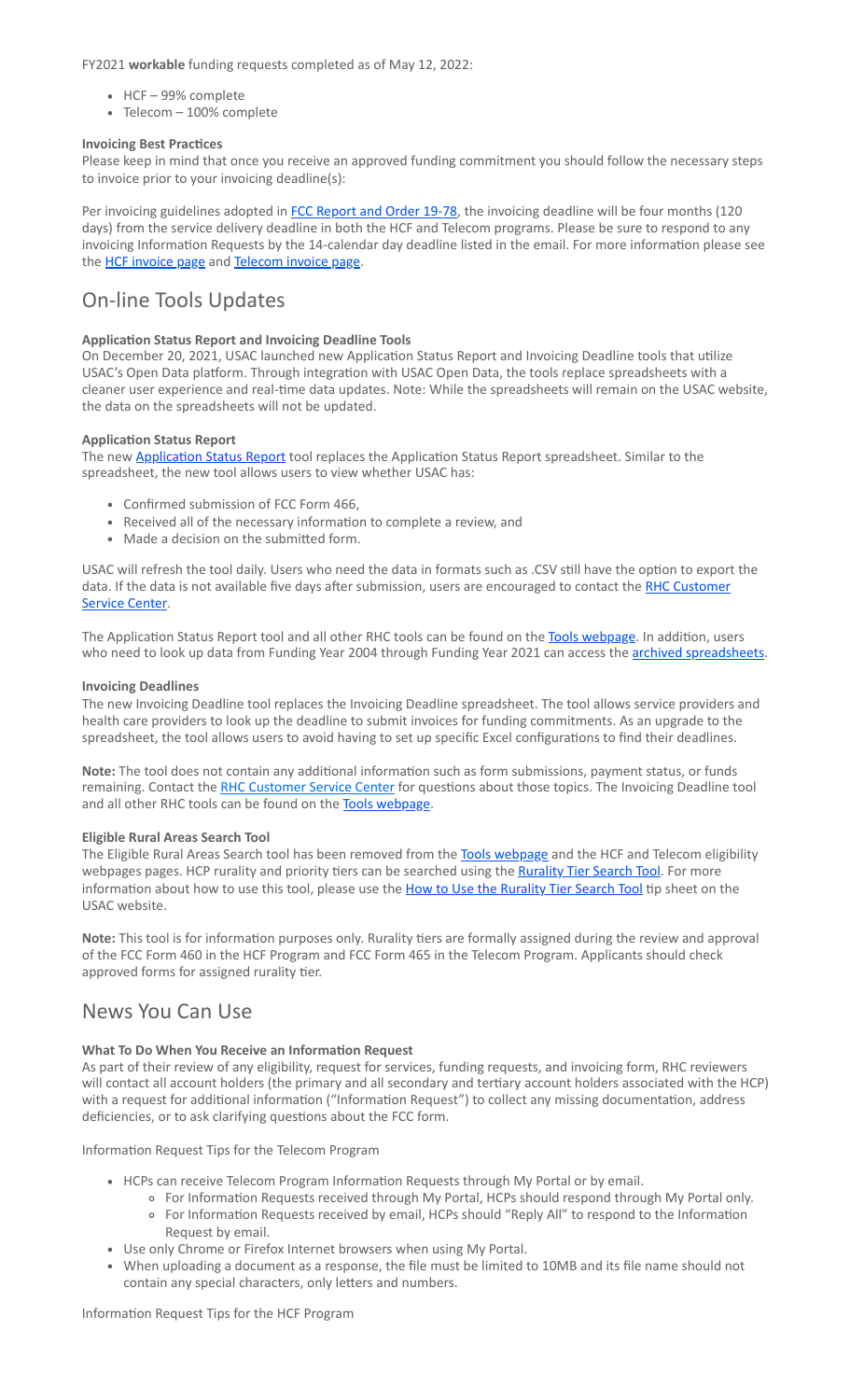FY2021 **workable** funding requests completed as of May 12, 2022:

- HCF – 99% complete
- Telecom – 100% complete

**Invoicing Best Practices**

Please keep in mind that once you receive an approved funding commitment you should follow the necessary steps to invoice prior to your invoicing deadline(s):

Per invoicing guidelines adopted in FCC Report and Order 19-78, the invoicing deadline will be four months (120 days) from the service delivery deadline in both the HCF and Telecom programs. Please be sure to respond to any invoicing Information Requests by the 14-calendar day deadline listed in the email. For more information please see the HCF invoice page and Telecom invoice page.

## On-line Tools Updates

**Application Status Report and Invoicing Deadline Tools**

On December 20, 2021, USAC launched new Application Status Report and Invoicing Deadline tools that utilize USAC's Open Data platform. Through integration with USAC Open Data, the tools replace spreadsheets with a cleaner user experience and real-time data updates. Note: While the spreadsheets will remain on the USAC website, the data on the spreadsheets will not be updated.

**Application Status Report**

The new Application Status Report tool replaces the Application Status Report spreadsheet. Similar to the spreadsheet, the new tool allows users to view whether USAC has:

- Confirmed submission of FCC Form 466,
- Received all of the necessary information to complete a review, and
- Made a decision on the submitted form.

USAC will refresh the tool daily. Users who need the data in formats such as .CSV still have the option to export the data. If the data is not available five days after submission, users are encouraged to contact the RHC Customer Service Center.

The Application Status Report tool and all other RHC tools can be found on the Tools webpage. In addition, users who need to look up data from Funding Year 2004 through Funding Year 2021 can access the archived spreadsheets.

**Invoicing Deadlines**

The new Invoicing Deadline tool replaces the Invoicing Deadline spreadsheet. The tool allows service providers and health care providers to look up the deadline to submit invoices for funding commitments. As an upgrade to the spreadsheet, the tool allows users to avoid having to set up specific Excel configurations to find their deadlines.

**Note:** The tool does not contain any additional information such as form submissions, payment status, or funds remaining. Contact the RHC Customer Service Center for questions about those topics. The Invoicing Deadline tool and all other RHC tools can be found on the Tools webpage.

**Eligible Rural Areas Search Tool**

The Eligible Rural Areas Search tool has been removed from the Tools webpage and the HCF and Telecom eligibility webpages pages. HCP rurality and priority tiers can be searched using the Rurality Tier Search Tool. For more information about how to use this tool, please use the How to Use the Rurality Tier Search Tool tip sheet on the USAC website.

**Note:** This tool is for information purposes only. Rurality tiers are formally assigned during the review and approval of the FCC Form 460 in the HCF Program and FCC Form 465 in the Telecom Program. Applicants should check approved forms for assigned rurality tier.

## News You Can Use

**What To Do When You Receive an Information Request**

As part of their review of any eligibility, request for services, funding requests, and invoicing form, RHC reviewers will contact all account holders (the primary and all secondary and tertiary account holders associated with the HCP) with a request for additional information ("Information Request") to collect any missing documentation, address deficiencies, or to ask clarifying questions about the FCC form.

Information Request Tips for the Telecom Program

- HCPs can receive Telecom Program Information Requests through My Portal or by email.
  - For Information Requests received through My Portal, HCPs should respond through My Portal only.
  - For Information Requests received by email, HCPs should "Reply All" to respond to the Information Request by email.
- Use only Chrome or Firefox Internet browsers when using My Portal.
- When uploading a document as a response, the file must be limited to 10MB and its file name should not contain any special characters, only letters and numbers.

Information Request Tips for the HCF Program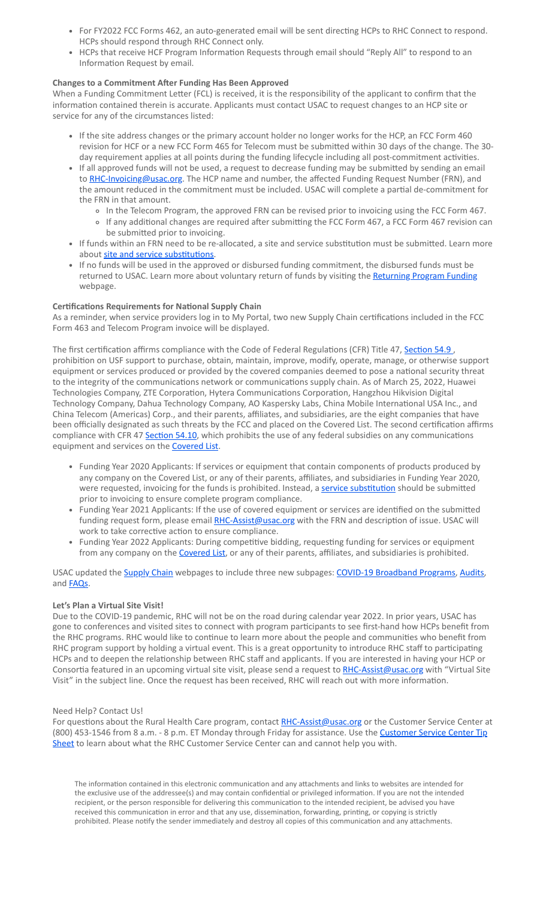- For FY2022 FCC Forms 462, an auto-generated email will be sent directing HCPs to RHC Connect to respond. HCPs should respond through RHC Connect only.
- HCPs that receive HCF Program Information Requests through email should "Reply All" to respond to an Information Request by email.

**Changes to a Commitment After Funding Has Been Approved**

When a Funding Commitment Letter (FCL) is received, it is the responsibility of the applicant to confirm that the information contained therein is accurate. Applicants must contact USAC to request changes to an HCP site or service for any of the circumstances listed:

- If the site address changes or the primary account holder no longer works for the HCP, an FCC Form 460 revision for HCF or a new FCC Form 465 for Telecom must be submitted within 30 days of the change. The 30-day requirement applies at all points during the funding lifecycle including all post-commitment activities.
- If all approved funds will not be used, a request to decrease funding may be submitted by sending an email to RHC-Invoicing@usac.org. The HCP name and number, the affected Funding Request Number (FRN), and the amount reduced in the commitment must be included. USAC will complete a partial de-commitment for the FRN in that amount.
  - In the Telecom Program, the approved FRN can be revised prior to invoicing using the FCC Form 467.
  - If any additional changes are required after submitting the FCC Form 467, a FCC Form 467 revision can be submitted prior to invoicing.
- If funds within an FRN need to be re-allocated, a site and service substitution must be submitted. Learn more about site and service substitutions.
- If no funds will be used in the approved or disbursed funding commitment, the disbursed funds must be returned to USAC. Learn more about voluntary return of funds by visiting the Returning Program Funding webpage.

**Certifications Requirements for National Supply Chain**

As a reminder, when service providers log in to My Portal, two new Supply Chain certifications included in the FCC Form 463 and Telecom Program invoice will be displayed.

The first certification affirms compliance with the Code of Federal Regulations (CFR) Title 47, Section 54.9 , prohibition on USF support to purchase, obtain, maintain, improve, modify, operate, manage, or otherwise support equipment or services produced or provided by the covered companies deemed to pose a national security threat to the integrity of the communications network or communications supply chain. As of March 25, 2022, Huawei Technologies Company, ZTE Corporation, Hytera Communications Corporation, Hangzhou Hikvision Digital Technology Company, Dahua Technology Company, AO Kaspersky Labs, China Mobile International USA Inc., and China Telecom (Americas) Corp., and their parents, affiliates, and subsidiaries, are the eight companies that have been officially designated as such threats by the FCC and placed on the Covered List. The second certification affirms compliance with CFR 47 Section 54.10, which prohibits the use of any federal subsidies on any communications equipment and services on the Covered List.

- Funding Year 2020 Applicants: If services or equipment that contain components of products produced by any company on the Covered List, or any of their parents, affiliates, and subsidiaries in Funding Year 2020, were requested, invoicing for the funds is prohibited. Instead, a service substitution should be submitted prior to invoicing to ensure complete program compliance.
- Funding Year 2021 Applicants: If the use of covered equipment or services are identified on the submitted funding request form, please email RHC-Assist@usac.org with the FRN and description of issue. USAC will work to take corrective action to ensure compliance.
- Funding Year 2022 Applicants: During competitive bidding, requesting funding for services or equipment from any company on the Covered List, or any of their parents, affiliates, and subsidiaries is prohibited.

USAC updated the Supply Chain webpages to include three new subpages: COVID-19 Broadband Programs, Audits, and FAQs.

**Let's Plan a Virtual Site Visit!**

Due to the COVID-19 pandemic, RHC will not be on the road during calendar year 2022. In prior years, USAC has gone to conferences and visited sites to connect with program participants to see first-hand how HCPs benefit from the RHC programs. RHC would like to continue to learn more about the people and communities who benefit from RHC program support by holding a virtual event. This is a great opportunity to introduce RHC staff to participating HCPs and to deepen the relationship between RHC staff and applicants. If you are interested in having your HCP or Consortia featured in an upcoming virtual site visit, please send a request to RHC-Assist@usac.org with "Virtual Site Visit" in the subject line. Once the request has been received, RHC will reach out with more information.

Need Help? Contact Us!

For questions about the Rural Health Care program, contact RHC-Assist@usac.org or the Customer Service Center at (800) 453-1546 from 8 a.m. - 8 p.m. ET Monday through Friday for assistance. Use the Customer Service Center Tip Sheet to learn about what the RHC Customer Service Center can and cannot help you with.

The information contained in this electronic communication and any attachments and links to websites are intended for the exclusive use of the addressee(s) and may contain confidential or privileged information. If you are not the intended recipient, or the person responsible for delivering this communication to the intended recipient, be advised you have received this communication in error and that any use, dissemination, forwarding, printing, or copying is strictly prohibited. Please notify the sender immediately and destroy all copies of this communication and any attachments.